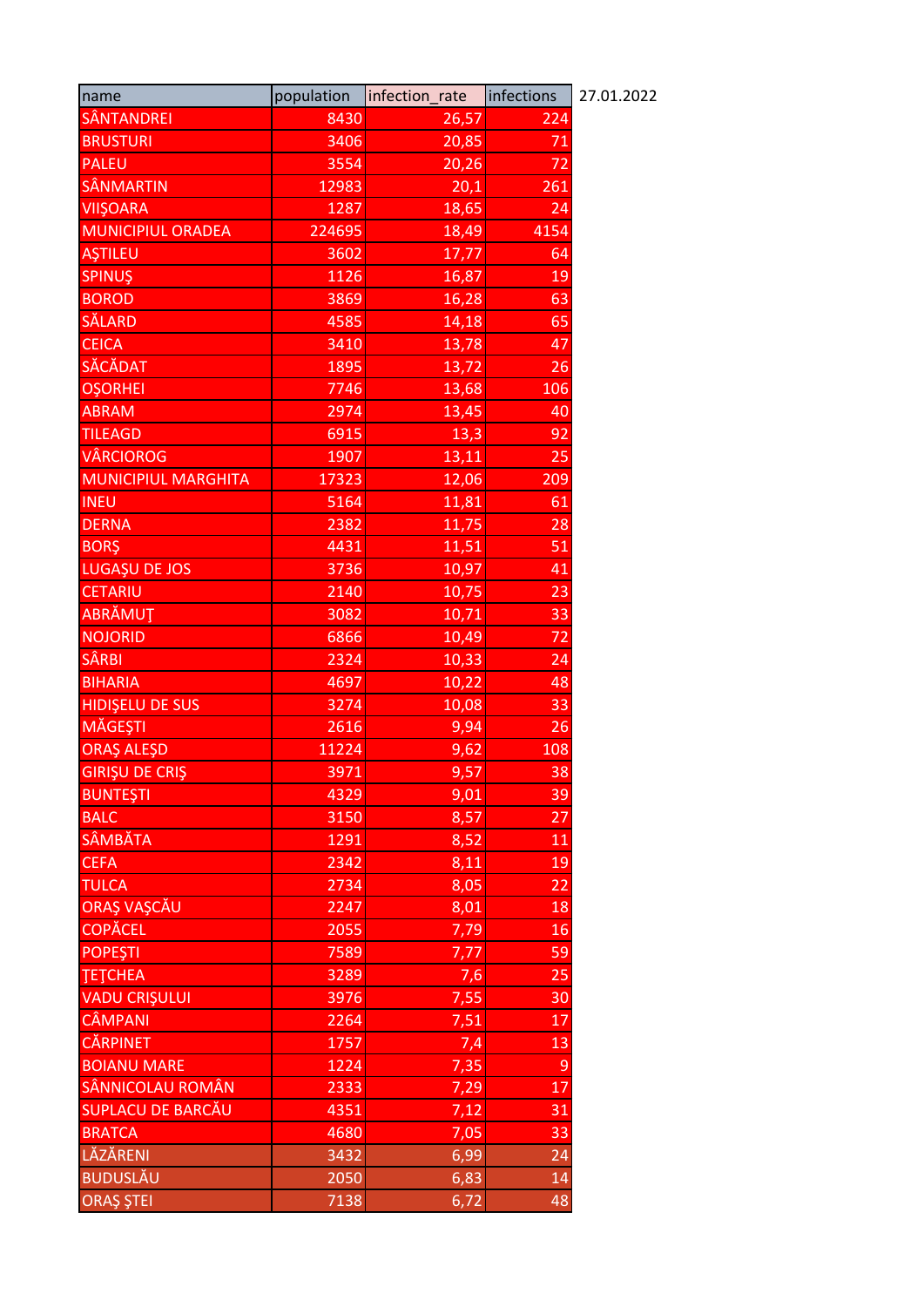| name | population | infection_rate | infections |
|---|---|---|---|
| SÂNTANDREI | 8430 | 26,57 | 224 |
| BRUSTURI | 3406 | 20,85 | 71 |
| PALEU | 3554 | 20,26 | 72 |
| SÂNMARTIN | 12983 | 20,1 | 261 |
| VIIŞOARA | 1287 | 18,65 | 24 |
| MUNICIPIUL ORADEA | 224695 | 18,49 | 4154 |
| AŞTILEU | 3602 | 17,77 | 64 |
| SPINUŞ | 1126 | 16,87 | 19 |
| BOROD | 3869 | 16,28 | 63 |
| SĂLARD | 4585 | 14,18 | 65 |
| CEICA | 3410 | 13,78 | 47 |
| SĂCĂDAT | 1895 | 13,72 | 26 |
| OŞORHEI | 7746 | 13,68 | 106 |
| ABRAM | 2974 | 13,45 | 40 |
| TILEAGD | 6915 | 13,3 | 92 |
| VÂRCIOROG | 1907 | 13,11 | 25 |
| MUNICIPIUL MARGHITA | 17323 | 12,06 | 209 |
| INEU | 5164 | 11,81 | 61 |
| DERNA | 2382 | 11,75 | 28 |
| BORŞ | 4431 | 11,51 | 51 |
| LUGAŞU DE JOS | 3736 | 10,97 | 41 |
| CETARIU | 2140 | 10,75 | 23 |
| ABRĂMUŢ | 3082 | 10,71 | 33 |
| NOJORID | 6866 | 10,49 | 72 |
| SÂRBI | 2324 | 10,33 | 24 |
| BIHARIA | 4697 | 10,22 | 48 |
| HIDIŞELU DE SUS | 3274 | 10,08 | 33 |
| MĂGEŞTI | 2616 | 9,94 | 26 |
| ORAŞ ALEŞD | 11224 | 9,62 | 108 |
| GIRIŞU DE CRIŞ | 3971 | 9,57 | 38 |
| BUNTEŞTI | 4329 | 9,01 | 39 |
| BALC | 3150 | 8,57 | 27 |
| SÂMBĂTA | 1291 | 8,52 | 11 |
| CEFA | 2342 | 8,11 | 19 |
| TULCA | 2734 | 8,05 | 22 |
| ORAŞ VAŞCĂU | 2247 | 8,01 | 18 |
| COPĂCEL | 2055 | 7,79 | 16 |
| POPEŞTI | 7589 | 7,77 | 59 |
| ŢEŢCHEA | 3289 | 7,6 | 25 |
| VADU CRIŞULUI | 3976 | 7,55 | 30 |
| CÂMPANI | 2264 | 7,51 | 17 |
| CĂRPINET | 1757 | 7,4 | 13 |
| BOIANU MARE | 1224 | 7,35 | 9 |
| SÂNNICOLAU ROMÂN | 2333 | 7,29 | 17 |
| SUPLACU DE BARCĂU | 4351 | 7,12 | 31 |
| BRATCA | 4680 | 7,05 | 33 |
| LĂZĂRENI | 3432 | 6,99 | 24 |
| BUDUSLĂU | 2050 | 6,83 | 14 |
| ORAŞ ŞTEI | 7138 | 6,72 | 48 |

27.01.2022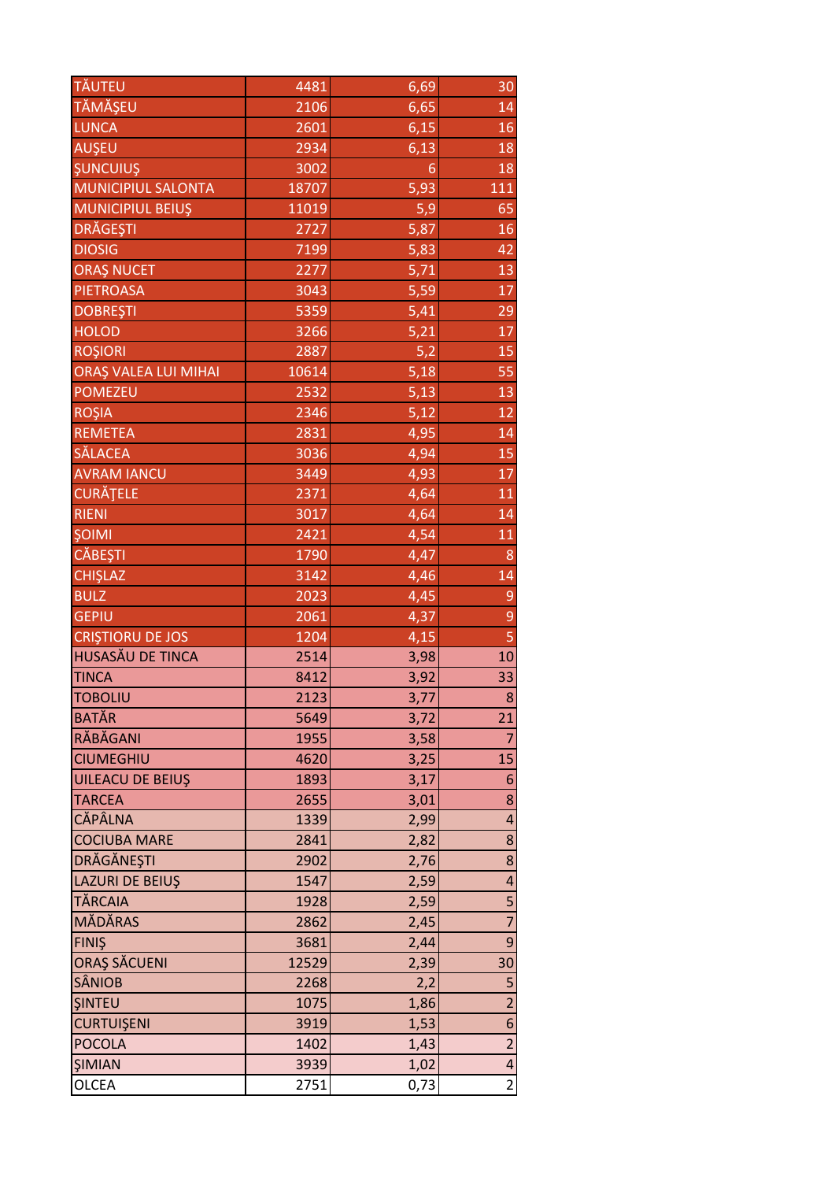| | | | |
|---|---|---|---|
| TĂUTEU | 4481 | 6,69 | 30 |
| TĂMĂŞEU | 2106 | 6,65 | 14 |
| LUNCA | 2601 | 6,15 | 16 |
| AUŞEU | 2934 | 6,13 | 18 |
| ŞUNCUIUŞ | 3002 | 6 | 18 |
| MUNICIPIUL SALONTA | 18707 | 5,93 | 111 |
| MUNICIPIUL BEIUŞ | 11019 | 5,9 | 65 |
| DRĂGEŞTI | 2727 | 5,87 | 16 |
| DIOSIG | 7199 | 5,83 | 42 |
| ORAŞ NUCET | 2277 | 5,71 | 13 |
| PIETROASA | 3043 | 5,59 | 17 |
| DOBREŞTI | 5359 | 5,41 | 29 |
| HOLOD | 3266 | 5,21 | 17 |
| ROŞIORI | 2887 | 5,2 | 15 |
| ORAŞ VALEA LUI MIHAI | 10614 | 5,18 | 55 |
| POMEZEU | 2532 | 5,13 | 13 |
| ROŞIA | 2346 | 5,12 | 12 |
| REMETEA | 2831 | 4,95 | 14 |
| SĂLACEA | 3036 | 4,94 | 15 |
| AVRAM IANCU | 3449 | 4,93 | 17 |
| CURĂŢELE | 2371 | 4,64 | 11 |
| RIENI | 3017 | 4,64 | 14 |
| ŞOIMI | 2421 | 4,54 | 11 |
| CĂBEŞTI | 1790 | 4,47 | 8 |
| CHIŞLAZ | 3142 | 4,46 | 14 |
| BULZ | 2023 | 4,45 | 9 |
| GEPIU | 2061 | 4,37 | 9 |
| CRIŞTIORU DE JOS | 1204 | 4,15 | 5 |
| HUSASĂU DE TINCA | 2514 | 3,98 | 10 |
| TINCA | 8412 | 3,92 | 33 |
| TOBOLIU | 2123 | 3,77 | 8 |
| BATĂR | 5649 | 3,72 | 21 |
| RĂBĂGANI | 1955 | 3,58 | 7 |
| CIUMEGHIU | 4620 | 3,25 | 15 |
| UILEACU DE BEIUŞ | 1893 | 3,17 | 6 |
| TARCEA | 2655 | 3,01 | 8 |
| CĂPÂLNA | 1339 | 2,99 | 4 |
| COCIUBA MARE | 2841 | 2,82 | 8 |
| DRĂGĂNEŞTI | 2902 | 2,76 | 8 |
| LAZURI DE BEIUŞ | 1547 | 2,59 | 4 |
| TĂRCAIA | 1928 | 2,59 | 5 |
| MĂDĂRAS | 2862 | 2,45 | 7 |
| FINIŞ | 3681 | 2,44 | 9 |
| ORAŞ SĂCUENI | 12529 | 2,39 | 30 |
| SÂNIOB | 2268 | 2,2 | 5 |
| ŞINTEU | 1075 | 1,86 | 2 |
| CURTUIŞENI | 3919 | 1,53 | 6 |
| POCOLA | 1402 | 1,43 | 2 |
| ŞIMIAN | 3939 | 1,02 | 4 |
| OLCEA | 2751 | 0,73 | 2 |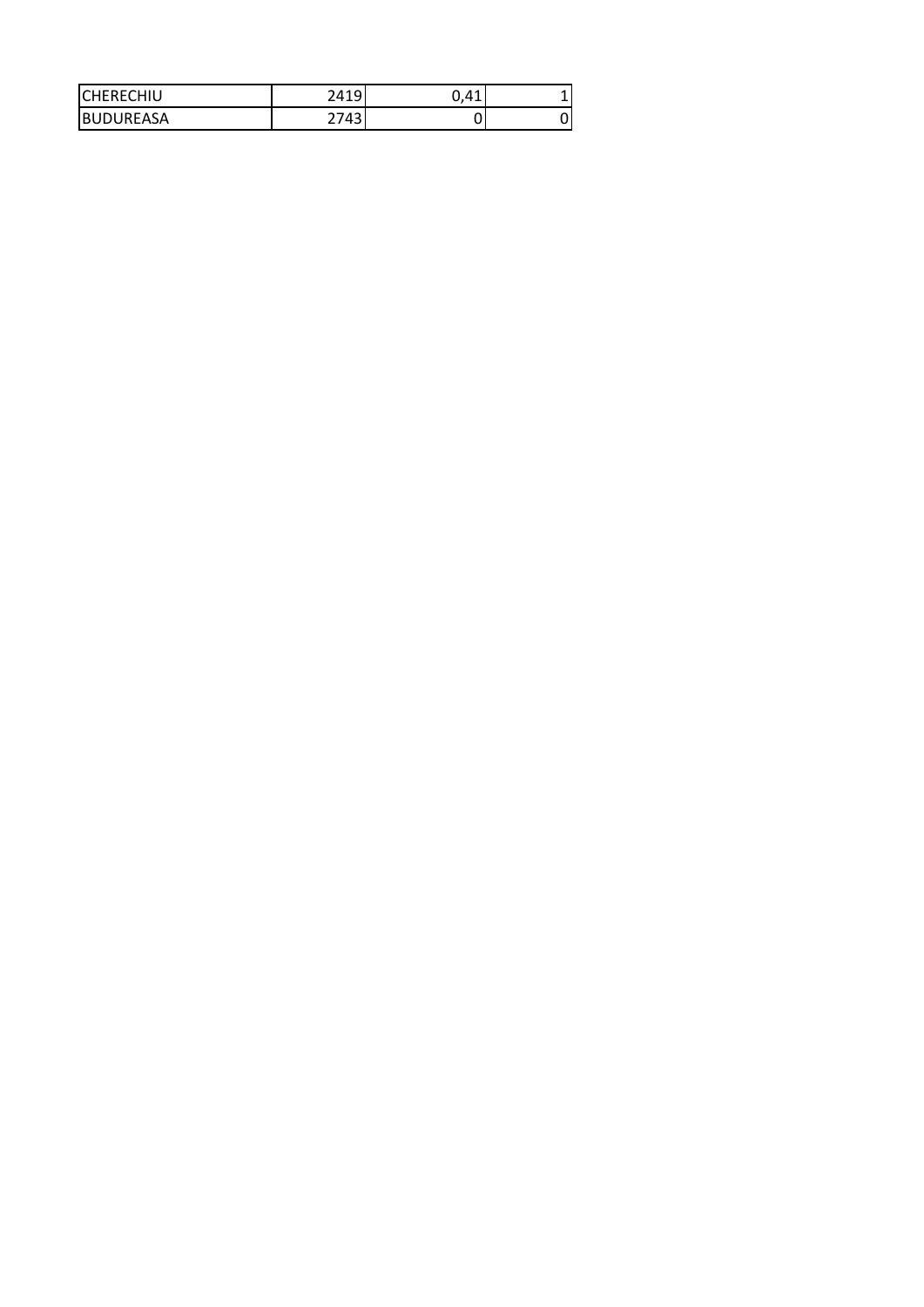| | | | |
|---|---|---|---|
| CHERECHIU | 2419 | 0,41 | 1 |
| BUDUREASA | 2743 | 0 | 0 |